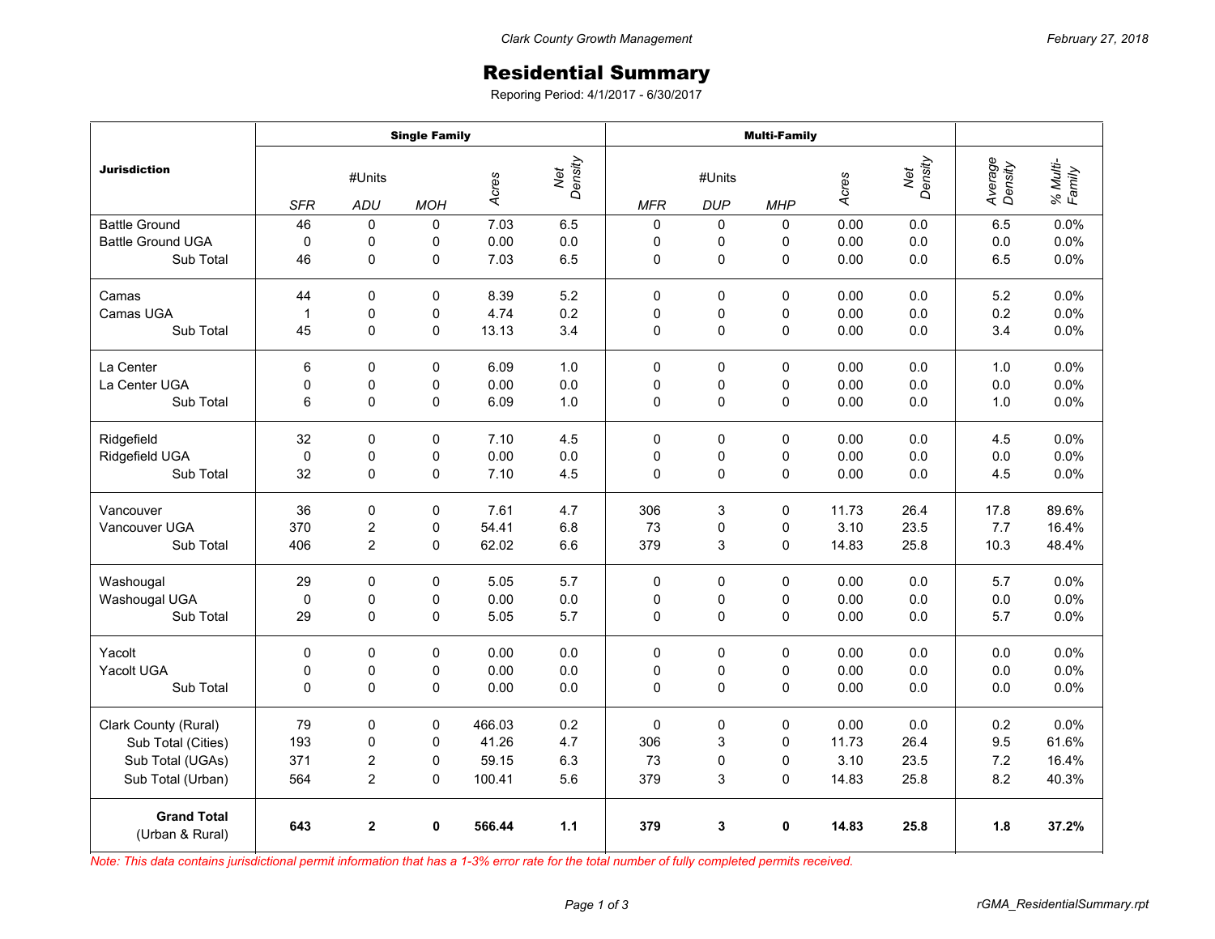# Residential Summary

Reporing Period: 4/1/2017 - 6/30/2017

| Jurisdiction | Single Family | | | | | Multi-Family | | | | | | |
|---|---|---|---|---|---|---|---|---|---|---|---|---|
| | #Units | | | Acres | Net Density | #Units | | | Acres | Net Density | Average Density | % Multi-Family |
| | *SFR* | *ADU* | *MOH* | | | *MFR* | *DUP* | *MHP* | | | | |
| Battle Ground | 46 | 0 | 0 | 7.03 | 6.5 | 0 | 0 | 0 | 0.00 | 0.0 | 6.5 | 0.0% |
| Battle Ground UGA | 0 | 0 | 0 | 0.00 | 0.0 | 0 | 0 | 0 | 0.00 | 0.0 | 0.0 | 0.0% |
| Sub Total | 46 | 0 | 0 | 7.03 | 6.5 | 0 | 0 | 0 | 0.00 | 0.0 | 6.5 | 0.0% |
| Camas | 44 | 0 | 0 | 8.39 | 5.2 | 0 | 0 | 0 | 0.00 | 0.0 | 5.2 | 0.0% |
| Camas UGA | 1 | 0 | 0 | 4.74 | 0.2 | 0 | 0 | 0 | 0.00 | 0.0 | 0.2 | 0.0% |
| Sub Total | 45 | 0 | 0 | 13.13 | 3.4 | 0 | 0 | 0 | 0.00 | 0.0 | 3.4 | 0.0% |
| La Center | 6 | 0 | 0 | 6.09 | 1.0 | 0 | 0 | 0 | 0.00 | 0.0 | 1.0 | 0.0% |
| La Center UGA | 0 | 0 | 0 | 0.00 | 0.0 | 0 | 0 | 0 | 0.00 | 0.0 | 0.0 | 0.0% |
| Sub Total | 6 | 0 | 0 | 6.09 | 1.0 | 0 | 0 | 0 | 0.00 | 0.0 | 1.0 | 0.0% |
| Ridgefield | 32 | 0 | 0 | 7.10 | 4.5 | 0 | 0 | 0 | 0.00 | 0.0 | 4.5 | 0.0% |
| Ridgefield UGA | 0 | 0 | 0 | 0.00 | 0.0 | 0 | 0 | 0 | 0.00 | 0.0 | 0.0 | 0.0% |
| Sub Total | 32 | 0 | 0 | 7.10 | 4.5 | 0 | 0 | 0 | 0.00 | 0.0 | 4.5 | 0.0% |
| Vancouver | 36 | 0 | 0 | 7.61 | 4.7 | 306 | 3 | 0 | 11.73 | 26.4 | 17.8 | 89.6% |
| Vancouver UGA | 370 | 2 | 0 | 54.41 | 6.8 | 73 | 0 | 0 | 3.10 | 23.5 | 7.7 | 16.4% |
| Sub Total | 406 | 2 | 0 | 62.02 | 6.6 | 379 | 3 | 0 | 14.83 | 25.8 | 10.3 | 48.4% |
| Washougal | 29 | 0 | 0 | 5.05 | 5.7 | 0 | 0 | 0 | 0.00 | 0.0 | 5.7 | 0.0% |
| Washougal UGA | 0 | 0 | 0 | 0.00 | 0.0 | 0 | 0 | 0 | 0.00 | 0.0 | 0.0 | 0.0% |
| Sub Total | 29 | 0 | 0 | 5.05 | 5.7 | 0 | 0 | 0 | 0.00 | 0.0 | 5.7 | 0.0% |
| Yacolt | 0 | 0 | 0 | 0.00 | 0.0 | 0 | 0 | 0 | 0.00 | 0.0 | 0.0 | 0.0% |
| Yacolt UGA | 0 | 0 | 0 | 0.00 | 0.0 | 0 | 0 | 0 | 0.00 | 0.0 | 0.0 | 0.0% |
| Sub Total | 0 | 0 | 0 | 0.00 | 0.0 | 0 | 0 | 0 | 0.00 | 0.0 | 0.0 | 0.0% |
| Clark County (Rural) | 79 | 0 | 0 | 466.03 | 0.2 | 0 | 0 | 0 | 0.00 | 0.0 | 0.2 | 0.0% |
| Sub Total (Cities) | 193 | 0 | 0 | 41.26 | 4.7 | 306 | 3 | 0 | 11.73 | 26.4 | 9.5 | 61.6% |
| Sub Total (UGAs) | 371 | 2 | 0 | 59.15 | 6.3 | 73 | 0 | 0 | 3.10 | 23.5 | 7.2 | 16.4% |
| Sub Total (Urban) | 564 | 2 | 0 | 100.41 | 5.6 | 379 | 3 | 0 | 14.83 | 25.8 | 8.2 | 40.3% |
| **Grand Total** (Urban & Rural) | **643** | **2** | **0** | **566.44** | **1.1** | **379** | **3** | **0** | **14.83** | **25.8** | **1.8** | **37.2%** |

*Note: This data contains jurisdictional permit information that has a 1-3% error rate for the total number of fully completed permits received.*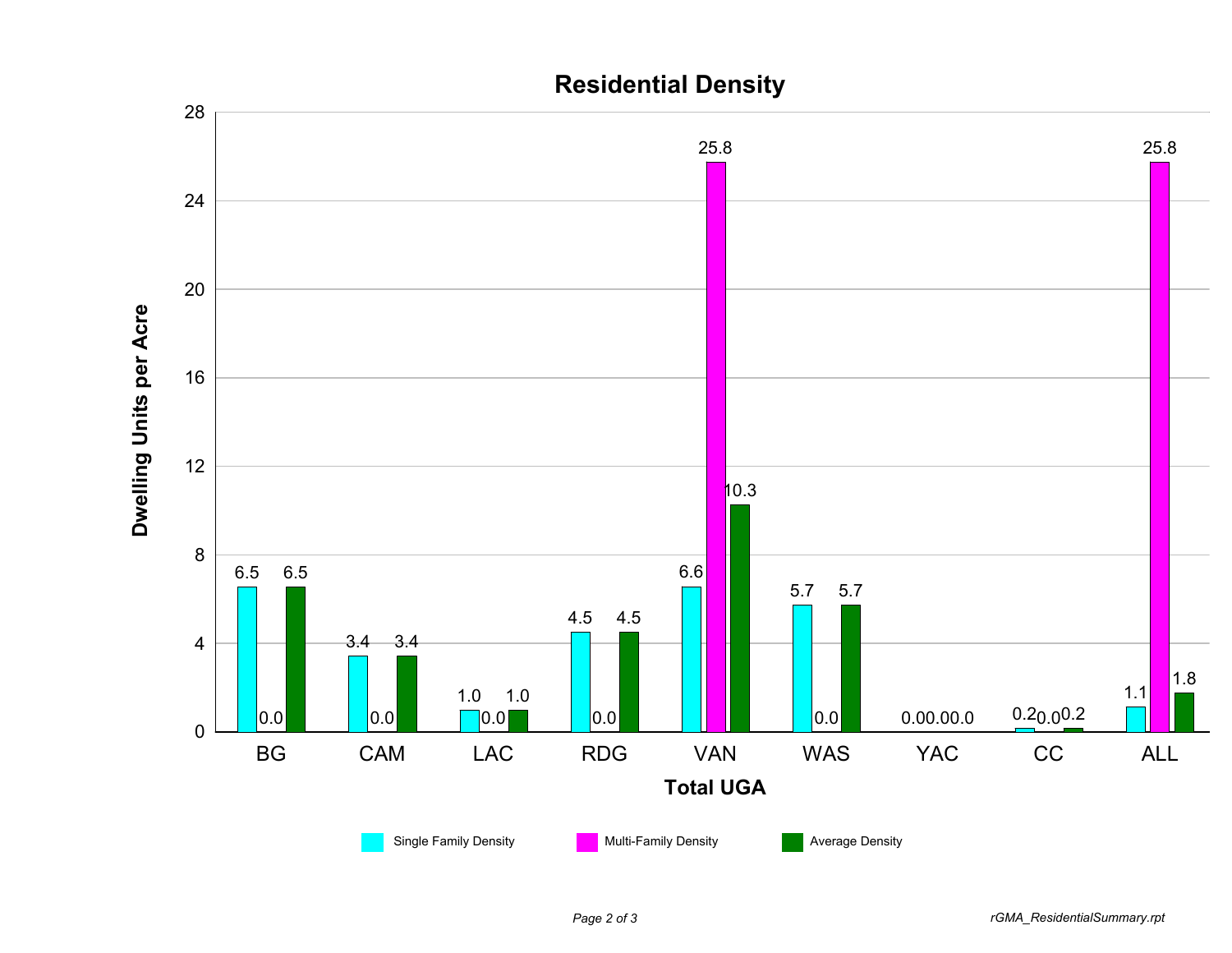## Residential Density

| Total UGA | Single Family Density | Multi-Family Density | Average Density |
|---|---|---|---|
| BG | 6.5 | 0.0 | 6.5 |
| CAM | 3.4 | 0.0 | 3.4 |
| LAC | 1.0 | 0.0 | 1.0 |
| RDG | 4.5 | 0.0 | 4.5 |
| VAN | 6.6 | 25.8 | 10.3 |
| WAS | 5.7 | 0.0 | 5.7 |
| YAC | 0.0 | 0.0 | 0.0 |
| CC | 0.2 | 0.0 | 0.2 |
| ALL | 1.1 | 25.8 | 1.8 |

Dwelling Units per Acre

rGMA_ResidentialSummary.rpt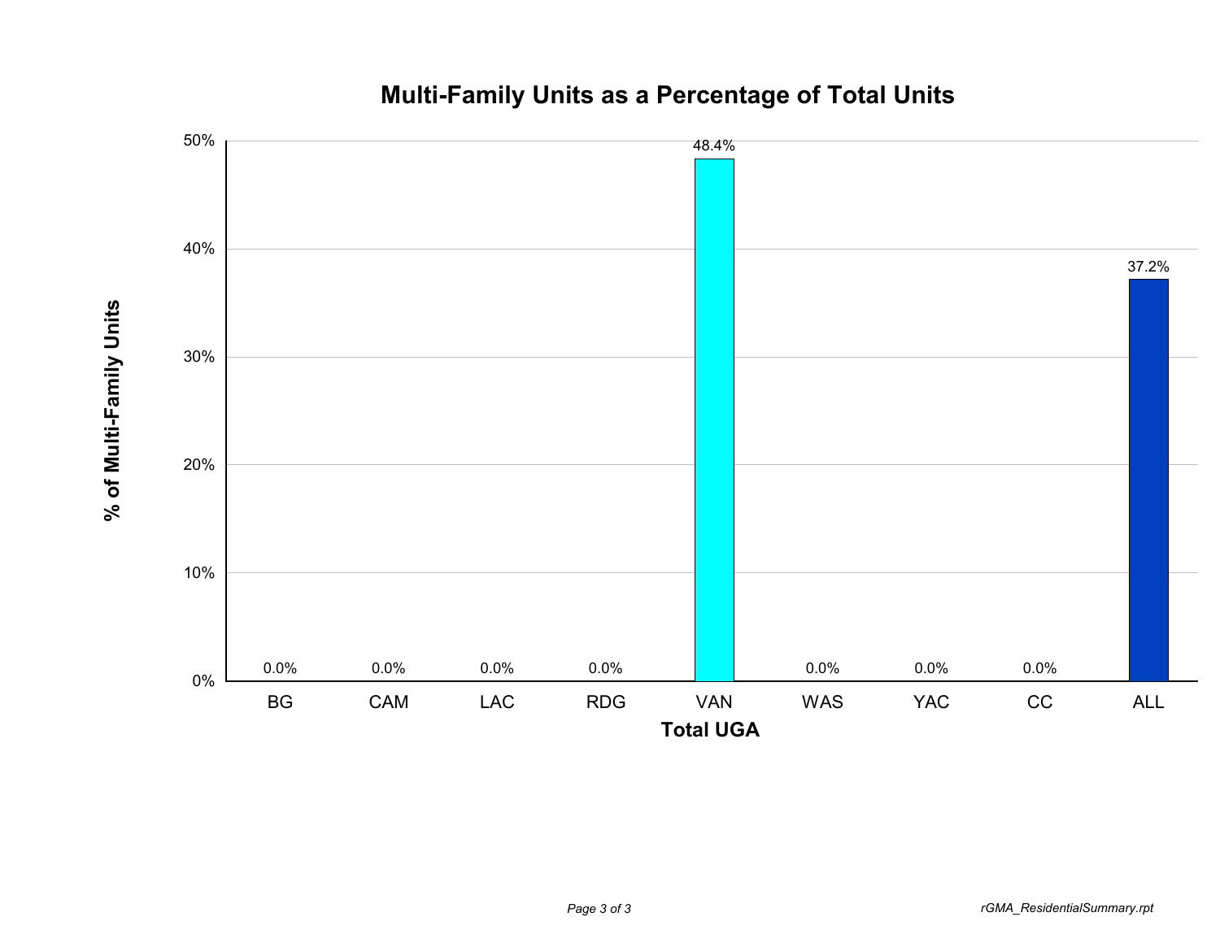## Multi-Family Units as a Percentage of Total Units

% of Multi-Family Units

50%
40%
30%
20%
10%
0%

0.0%
0.0%
0.0%
0.0%
48.4%
0.0%
0.0%
0.0%
37.2%

BG
CAM
LAC
RDG
VAN
WAS
YAC
CC
ALL

**Total UGA**

*rGMA_ResidentialSummary.rpt*